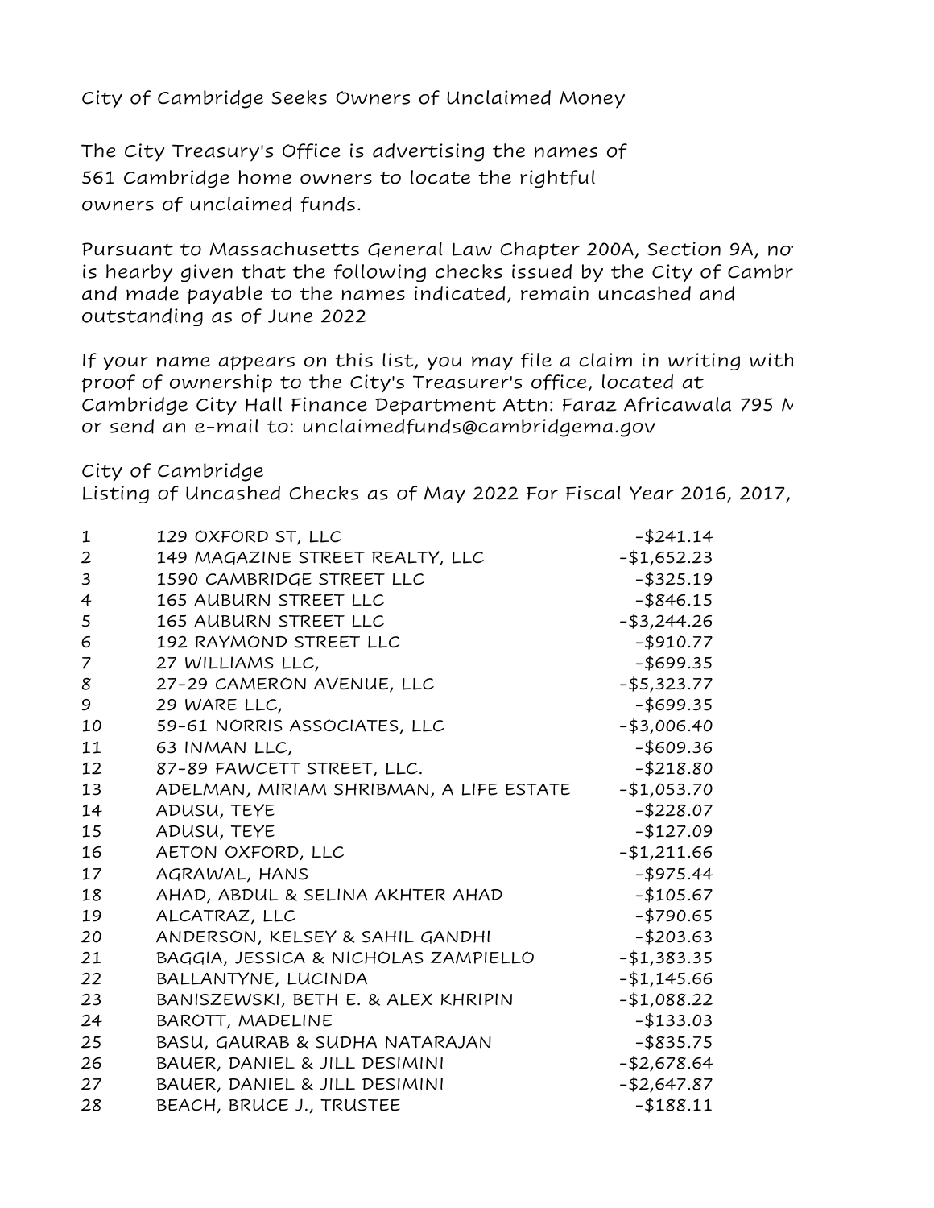City of Cambridge Seeks Owners of Unclaimed Money

The City Treasury's Office is advertising the names of 561 Cambridge home owners to locate the rightful owners of unclaimed funds.

Pursuant to Massachusetts General Law Chapter 200A, Section 9A, no is hearby given that the following checks issued by the City of Cambr and made payable to the names indicated, remain uncashed and outstanding as of June 2022

If your name appears on this list, you may file a claim in writing with proof of ownership to the City's Treasurer's office, located at Cambridge City Hall Finance Department Attn: Faraz Africawala 795 M or send an e-mail to: unclaimedfunds@cambridgema.gov

City of Cambridge
Listing of Uncashed Checks as of May 2022 For Fiscal Year 2016, 2017,

| | | |
|---|---|---|
| 1 | 129 OXFORD ST, LLC | -$241.14 |
| 2 | 149 MAGAZINE STREET REALTY, LLC | -$1,652.23 |
| 3 | 1590 CAMBRIDGE STREET LLC | -$325.19 |
| 4 | 165 AUBURN STREET LLC | -$846.15 |
| 5 | 165 AUBURN STREET LLC | -$3,244.26 |
| 6 | 192 RAYMOND STREET LLC | -$910.77 |
| 7 | 27 WILLIAMS LLC, | -$699.35 |
| 8 | 27-29 CAMERON AVENUE, LLC | -$5,323.77 |
| 9 | 29 WARE LLC, | -$699.35 |
| 10 | 59-61 NORRIS ASSOCIATES, LLC | -$3,006.40 |
| 11 | 63 INMAN LLC, | -$609.36 |
| 12 | 87-89 FAWCETT STREET, LLC. | -$218.80 |
| 13 | ADELMAN, MIRIAM SHRIBMAN, A LIFE ESTATE | -$1,053.70 |
| 14 | ADUSU, TEYE | -$228.07 |
| 15 | ADUSU, TEYE | -$127.09 |
| 16 | AETON OXFORD, LLC | -$1,211.66 |
| 17 | AGRAWAL, HANS | -$975.44 |
| 18 | AHAD, ABDUL & SELINA AKHTER AHAD | -$105.67 |
| 19 | ALCATRAZ, LLC | -$790.65 |
| 20 | ANDERSON, KELSEY & SAHIL GANDHI | -$203.63 |
| 21 | BAGGIA, JESSICA & NICHOLAS ZAMPIELLO | -$1,383.35 |
| 22 | BALLANTYNE, LUCINDA | -$1,145.66 |
| 23 | BANISZEWSKI, BETH E. & ALEX KHRIPIN | -$1,088.22 |
| 24 | BAROTT, MADELINE | -$133.03 |
| 25 | BASU, GAURAB & SUDHA NATARAJAN | -$835.75 |
| 26 | BAUER, DANIEL & JILL DESIMINI | -$2,678.64 |
| 27 | BAUER, DANIEL & JILL DESIMINI | -$2,647.87 |
| 28 | BEACH, BRUCE J., TRUSTEE | -$188.11 |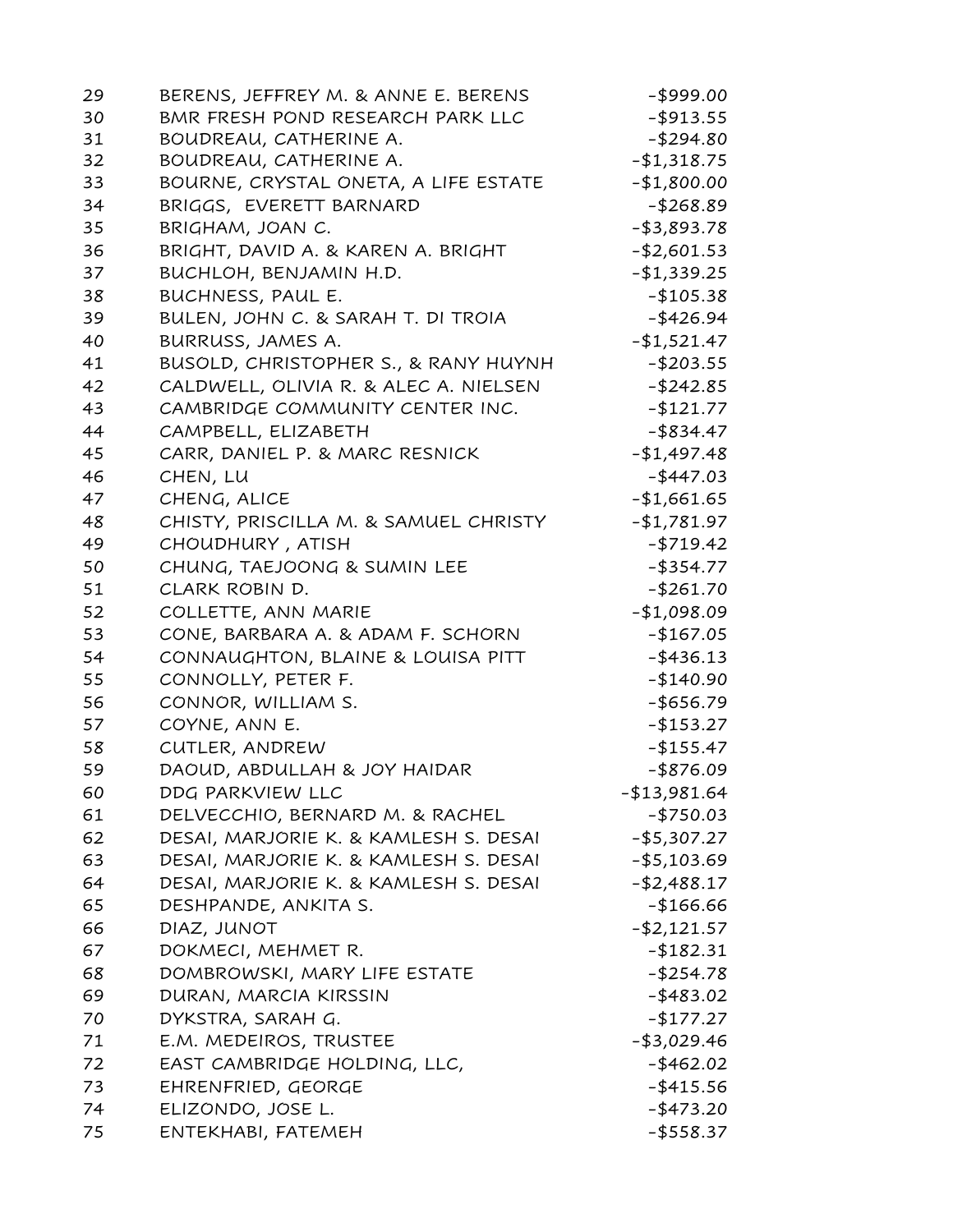| | | |
|---|---|---|
| 29 | BERENS, JEFFREY M. & ANNE E. BERENS | -$999.00 |
| 30 | BMR FRESH POND RESEARCH PARK LLC | -$913.55 |
| 31 | BOUDREAU, CATHERINE A. | -$294.80 |
| 32 | BOUDREAU, CATHERINE A. | -$1,318.75 |
| 33 | BOURNE, CRYSTAL ONETA, A LIFE ESTATE | -$1,800.00 |
| 34 | BRIGGS, EVERETT BARNARD | -$268.89 |
| 35 | BRIGHAM, JOAN C. | -$3,893.78 |
| 36 | BRIGHT, DAVID A. & KAREN A. BRIGHT | -$2,601.53 |
| 37 | BUCHLOH, BENJAMIN H.D. | -$1,339.25 |
| 38 | BUCHNESS, PAUL E. | -$105.38 |
| 39 | BULEN, JOHN C. & SARAH T. DI TROIA | -$426.94 |
| 40 | BURRUSS, JAMES A. | -$1,521.47 |
| 41 | BUSOLD, CHRISTOPHER S., & RANY HUYNH | -$203.55 |
| 42 | CALDWELL, OLIVIA R. & ALEC A. NIELSEN | -$242.85 |
| 43 | CAMBRIDGE COMMUNITY CENTER INC. | -$121.77 |
| 44 | CAMPBELL, ELIZABETH | -$834.47 |
| 45 | CARR, DANIEL P. & MARC RESNICK | -$1,497.48 |
| 46 | CHEN, LU | -$447.03 |
| 47 | CHENG, ALICE | -$1,661.65 |
| 48 | CHISTY, PRISCILLA M. & SAMUEL CHRISTY | -$1,781.97 |
| 49 | CHOUDHURY , ATISH | -$719.42 |
| 50 | CHUNG, TAEJOONG & SUMIN LEE | -$354.77 |
| 51 | CLARK ROBIN D. | -$261.70 |
| 52 | COLLETTE, ANN MARIE | -$1,098.09 |
| 53 | CONE, BARBARA A. & ADAM F. SCHORN | -$167.05 |
| 54 | CONNAUGHTON, BLAINE & LOUISA PITT | -$436.13 |
| 55 | CONNOLLY, PETER F. | -$140.90 |
| 56 | CONNOR, WILLIAM S. | -$656.79 |
| 57 | COYNE, ANN E. | -$153.27 |
| 58 | CUTLER, ANDREW | -$155.47 |
| 59 | DAOUD, ABDULLAH & JOY HAIDAR | -$876.09 |
| 60 | DDG PARKVIEW LLC | -$13,981.64 |
| 61 | DELVECCHIO, BERNARD M. & RACHEL | -$750.03 |
| 62 | DESAI, MARJORIE K. & KAMLESH S. DESAI | -$5,307.27 |
| 63 | DESAI, MARJORIE K. & KAMLESH S. DESAI | -$5,103.69 |
| 64 | DESAI, MARJORIE K. & KAMLESH S. DESAI | -$2,488.17 |
| 65 | DESHPANDE, ANKITA S. | -$166.66 |
| 66 | DIAZ, JUNOT | -$2,121.57 |
| 67 | DOKMECI, MEHMET R. | -$182.31 |
| 68 | DOMBROWSKI, MARY LIFE ESTATE | -$254.78 |
| 69 | DURAN, MARCIA KIRSSIN | -$483.02 |
| 70 | DYKSTRA, SARAH G. | -$177.27 |
| 71 | E.M. MEDEIROS, TRUSTEE | -$3,029.46 |
| 72 | EAST CAMBRIDGE HOLDING, LLC, | -$462.02 |
| 73 | EHRENFRIED, GEORGE | -$415.56 |
| 74 | ELIZONDO, JOSE L. | -$473.20 |
| 75 | ENTEKHABI, FATEMEH | -$558.37 |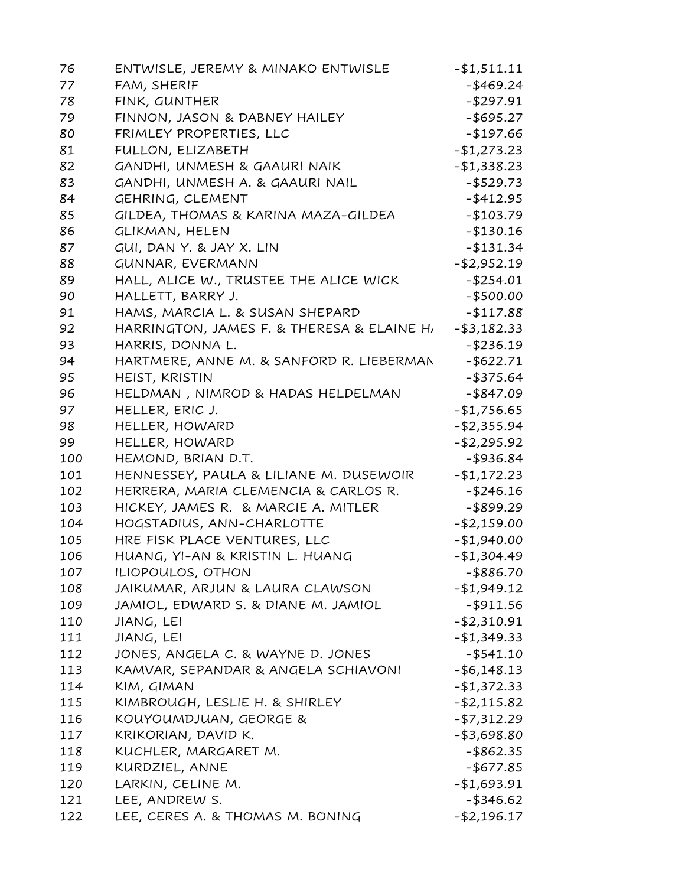| | | |
|---|---|---|
| 76 | ENTWISLE, JEREMY & MINAKO ENTWISLE | -$1,511.11 |
| 77 | FAM, SHERIF | -$469.24 |
| 78 | FINK, GUNTHER | -$297.91 |
| 79 | FINNON, JASON & DABNEY HAILEY | -$695.27 |
| 80 | FRIMLEY PROPERTIES, LLC | -$197.66 |
| 81 | FULLON, ELIZABETH | -$1,273.23 |
| 82 | GANDHI, UNMESH & GAAURI NAIK | -$1,338.23 |
| 83 | GANDHI, UNMESH A. & GAAURI NAIL | -$529.73 |
| 84 | GEHRING, CLEMENT | -$412.95 |
| 85 | GILDEA, THOMAS & KARINA MAZA-GILDEA | -$103.79 |
| 86 | GLIKMAN, HELEN | -$130.16 |
| 87 | GUI, DAN Y. & JAY X. LIN | -$131.34 |
| 88 | GUNNAR, EVERMANN | -$2,952.19 |
| 89 | HALL, ALICE W., TRUSTEE THE ALICE WICK | -$254.01 |
| 90 | HALLETT, BARRY J. | -$500.00 |
| 91 | HAMS, MARCIA L. & SUSAN SHEPARD | -$117.88 |
| 92 | HARRINGTON, JAMES F. & THERESA & ELAINE HA | -$3,182.33 |
| 93 | HARRIS, DONNA L. | -$236.19 |
| 94 | HARTMERE, ANNE M. & SANFORD R. LIEBERMAN | -$622.71 |
| 95 | HEIST, KRISTIN | -$375.64 |
| 96 | HELDMAN , NIMROD & HADAS HELDELMAN | -$847.09 |
| 97 | HELLER, ERIC J. | -$1,756.65 |
| 98 | HELLER, HOWARD | -$2,355.94 |
| 99 | HELLER, HOWARD | -$2,295.92 |
| 100 | HEMOND, BRIAN D.T. | -$936.84 |
| 101 | HENNESSEY, PAULA & LILIANE M. DUSEWOIR | -$1,172.23 |
| 102 | HERRERA, MARIA CLEMENCIA & CARLOS R. | -$246.16 |
| 103 | HICKEY, JAMES R. & MARCIE A. MITLER | -$899.29 |
| 104 | HOGSTADIUS, ANN-CHARLOTTE | -$2,159.00 |
| 105 | HRE FISK PLACE VENTURES, LLC | -$1,940.00 |
| 106 | HUANG, YI-AN & KRISTIN L. HUANG | -$1,304.49 |
| 107 | ILIOPOULOS, OTHON | -$886.70 |
| 108 | JAIKUMAR, ARJUN & LAURA CLAWSON | -$1,949.12 |
| 109 | JAMIOL, EDWARD S. & DIANE M. JAMIOL | -$911.56 |
| 110 | JIANG, LEI | -$2,310.91 |
| 111 | JIANG, LEI | -$1,349.33 |
| 112 | JONES, ANGELA C. & WAYNE D. JONES | -$541.10 |
| 113 | KAMVAR, SEPANDAR & ANGELA SCHIAVONI | -$6,148.13 |
| 114 | KIM, GIMAN | -$1,372.33 |
| 115 | KIMBROUGH, LESLIE H. & SHIRLEY | -$2,115.82 |
| 116 | KOUYOUMDJUAN, GEORGE & | -$7,312.29 |
| 117 | KRIKORIAN, DAVID K. | -$3,698.80 |
| 118 | KUCHLER, MARGARET M. | -$862.35 |
| 119 | KURDZIEL, ANNE | -$677.85 |
| 120 | LARKIN, CELINE M. | -$1,693.91 |
| 121 | LEE, ANDREW S. | -$346.62 |
| 122 | LEE, CERES A. & THOMAS M. BONING | -$2,196.17 |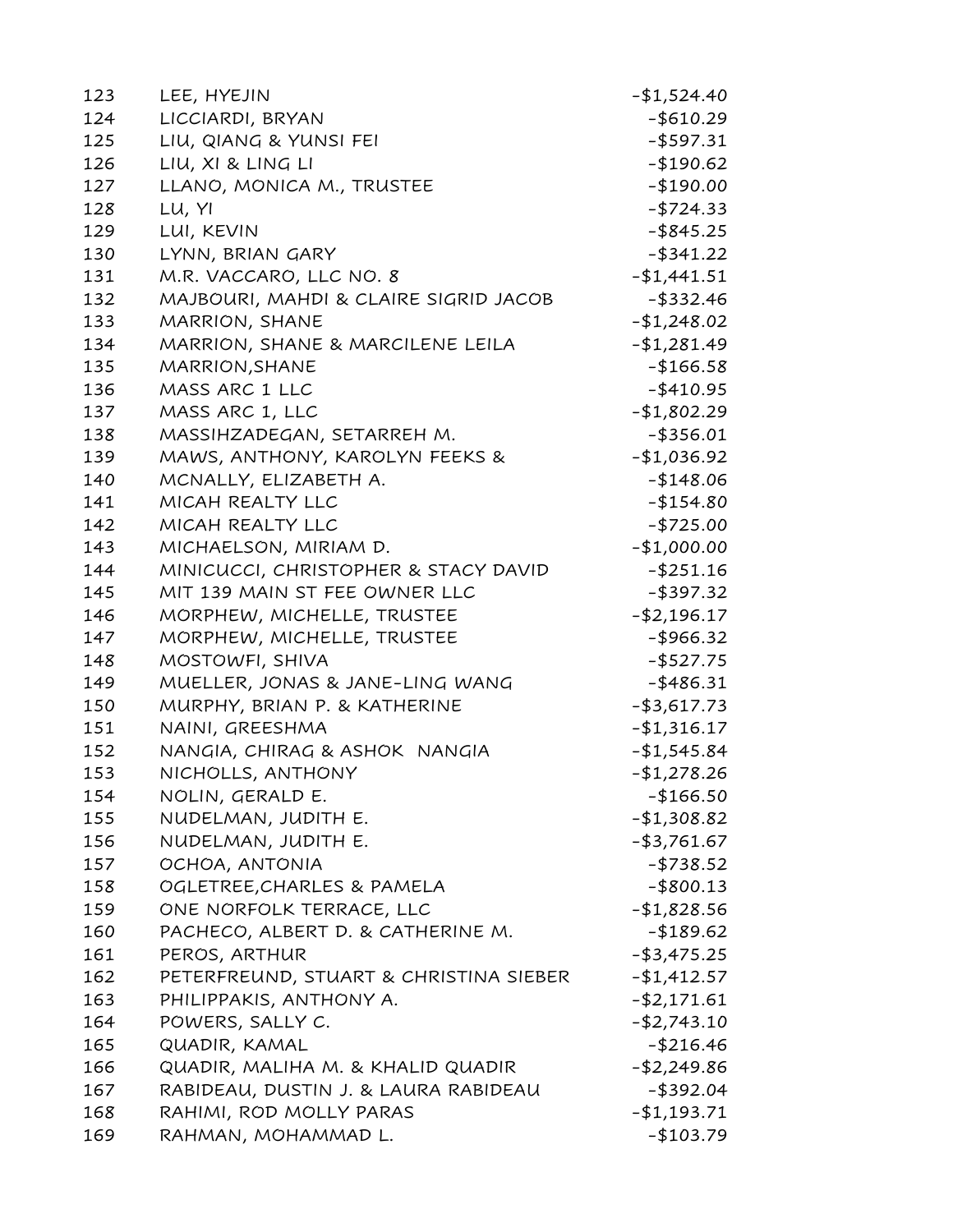| | | |
|---|---|---|
| 123 | LEE, HYEJIN | -$1,524.40 |
| 124 | LICCIARDI, BRYAN | -$610.29 |
| 125 | LIU, QIANG & YUNSI FEI | -$597.31 |
| 126 | LIU, XI & LING LI | -$190.62 |
| 127 | LLANO, MONICA M., TRUSTEE | -$190.00 |
| 128 | LU, YI | -$724.33 |
| 129 | LUI, KEVIN | -$845.25 |
| 130 | LYNN, BRIAN GARY | -$341.22 |
| 131 | M.R. VACCARO, LLC NO. 8 | -$1,441.51 |
| 132 | MAJBOURI, MAHDI & CLAIRE SIGRID JACOB | -$332.46 |
| 133 | MARRION, SHANE | -$1,248.02 |
| 134 | MARRION, SHANE & MARCILENE LEILA | -$1,281.49 |
| 135 | MARRION,SHANE | -$166.58 |
| 136 | MASS ARC 1 LLC | -$410.95 |
| 137 | MASS ARC 1, LLC | -$1,802.29 |
| 138 | MASSIHZADEGAN, SETARREH M. | -$356.01 |
| 139 | MAWS, ANTHONY, KAROLYN FEEKS & | -$1,036.92 |
| 140 | MCNALLY, ELIZABETH A. | -$148.06 |
| 141 | MICAH REALTY LLC | -$154.80 |
| 142 | MICAH REALTY LLC | -$725.00 |
| 143 | MICHAELSON, MIRIAM D. | -$1,000.00 |
| 144 | MINICUCCI, CHRISTOPHER & STACY DAVID | -$251.16 |
| 145 | MIT 139 MAIN ST FEE OWNER LLC | -$397.32 |
| 146 | MORPHEW, MICHELLE, TRUSTEE | -$2,196.17 |
| 147 | MORPHEW, MICHELLE, TRUSTEE | -$966.32 |
| 148 | MOSTOWFI, SHIVA | -$527.75 |
| 149 | MUELLER, JONAS & JANE-LING WANG | -$486.31 |
| 150 | MURPHY, BRIAN P. & KATHERINE | -$3,617.73 |
| 151 | NAINI, GREESHMA | -$1,316.17 |
| 152 | NANGIA, CHIRAG & ASHOK NANGIA | -$1,545.84 |
| 153 | NICHOLLS, ANTHONY | -$1,278.26 |
| 154 | NOLIN, GERALD E. | -$166.50 |
| 155 | NUDELMAN, JUDITH E. | -$1,308.82 |
| 156 | NUDELMAN, JUDITH E. | -$3,761.67 |
| 157 | OCHOA, ANTONIA | -$738.52 |
| 158 | OGLETREE,CHARLES & PAMELA | -$800.13 |
| 159 | ONE NORFOLK TERRACE, LLC | -$1,828.56 |
| 160 | PACHECO, ALBERT D. & CATHERINE M. | -$189.62 |
| 161 | PEROS, ARTHUR | -$3,475.25 |
| 162 | PETERFREUND, STUART & CHRISTINA SIEBER | -$1,412.57 |
| 163 | PHILIPPAKIS, ANTHONY A. | -$2,171.61 |
| 164 | POWERS, SALLY C. | -$2,743.10 |
| 165 | QUADIR, KAMAL | -$216.46 |
| 166 | QUADIR, MALIHA M. & KHALID QUADIR | -$2,249.86 |
| 167 | RABIDEAU, DUSTIN J. & LAURA RABIDEAU | -$392.04 |
| 168 | RAHIMI, ROD MOLLY PARAS | -$1,193.71 |
| 169 | RAHMAN, MOHAMMAD L. | -$103.79 |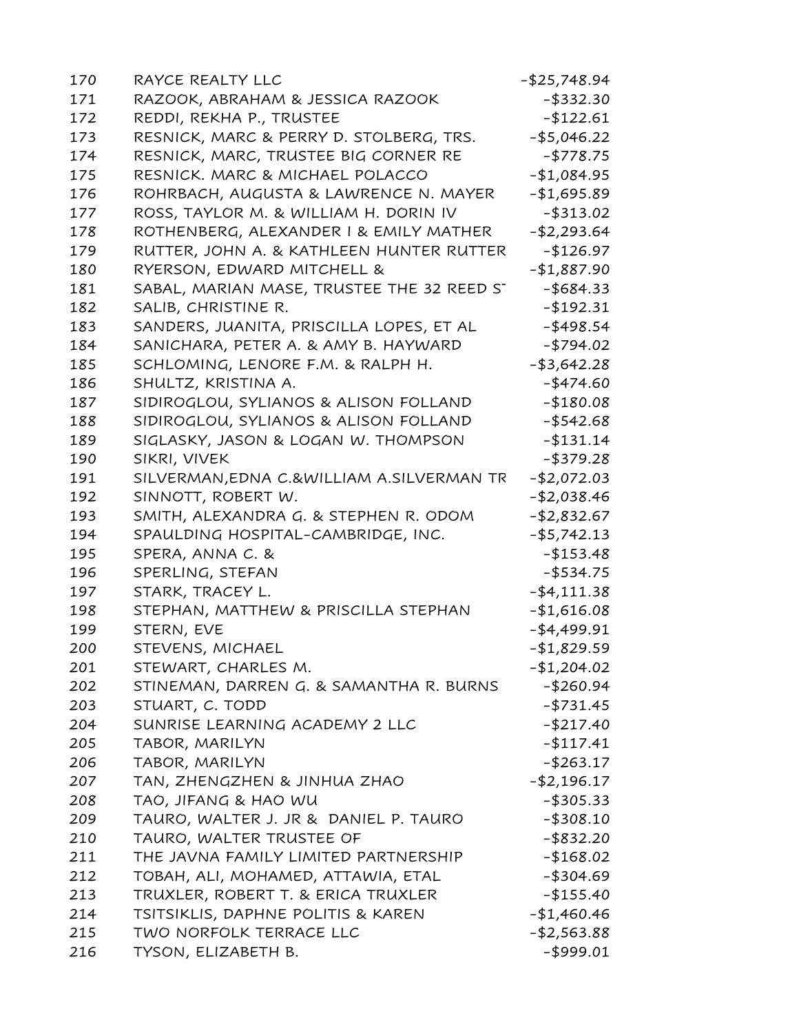| | | |
|---|---|---|
| 170 | RAYCE REALTY LLC | -$25,748.94 |
| 171 | RAZOOK, ABRAHAM & JESSICA RAZOOK | -$332.30 |
| 172 | REDDI, REKHA P., TRUSTEE | -$122.61 |
| 173 | RESNICK, MARC & PERRY D. STOLBERG, TRS. | -$5,046.22 |
| 174 | RESNICK, MARC, TRUSTEE BIG CORNER RE | -$778.75 |
| 175 | RESNICK. MARC & MICHAEL POLACCO | -$1,084.95 |
| 176 | ROHRBACH, AUGUSTA & LAWRENCE N. MAYER | -$1,695.89 |
| 177 | ROSS, TAYLOR M. & WILLIAM H. DORIN IV | -$313.02 |
| 178 | ROTHENBERG, ALEXANDER I & EMILY MATHER | -$2,293.64 |
| 179 | RUTTER, JOHN A. & KATHLEEN HUNTER RUTTER | -$126.97 |
| 180 | RYERSON, EDWARD MITCHELL & | -$1,887.90 |
| 181 | SABAL, MARIAN MASE, TRUSTEE THE 32 REED ST | -$684.33 |
| 182 | SALIB, CHRISTINE R. | -$192.31 |
| 183 | SANDERS, JUANITA, PRISCILLA LOPES, ET AL | -$498.54 |
| 184 | SANICHARA, PETER A. & AMY B. HAYWARD | -$794.02 |
| 185 | SCHLOMING, LENORE F.M. & RALPH H. | -$3,642.28 |
| 186 | SHULTZ, KRISTINA A. | -$474.60 |
| 187 | SIDIROGLOU, SYLIANOS & ALISON FOLLAND | -$180.08 |
| 188 | SIDIROGLOU, SYLIANOS & ALISON FOLLAND | -$542.68 |
| 189 | SIGLASKY, JASON & LOGAN W. THOMPSON | -$131.14 |
| 190 | SIKRI, VIVEK | -$379.28 |
| 191 | SILVERMAN,EDNA C.&WILLIAM A.SILVERMAN TR | -$2,072.03 |
| 192 | SINNOTT, ROBERT W. | -$2,038.46 |
| 193 | SMITH, ALEXANDRA G. & STEPHEN R. ODOM | -$2,832.67 |
| 194 | SPAULDING HOSPITAL-CAMBRIDGE, INC. | -$5,742.13 |
| 195 | SPERA, ANNA C. & | -$153.48 |
| 196 | SPERLING, STEFAN | -$534.75 |
| 197 | STARK, TRACEY L. | -$4,111.38 |
| 198 | STEPHAN, MATTHEW & PRISCILLA STEPHAN | -$1,616.08 |
| 199 | STERN, EVE | -$4,499.91 |
| 200 | STEVENS, MICHAEL | -$1,829.59 |
| 201 | STEWART, CHARLES M. | -$1,204.02 |
| 202 | STINEMAN, DARREN G. & SAMANTHA R. BURNS | -$260.94 |
| 203 | STUART, C. TODD | -$731.45 |
| 204 | SUNRISE LEARNING ACADEMY 2 LLC | -$217.40 |
| 205 | TABOR, MARILYN | -$117.41 |
| 206 | TABOR, MARILYN | -$263.17 |
| 207 | TAN, ZHENGZHEN & JINHUA ZHAO | -$2,196.17 |
| 208 | TAO, JIFANG & HAO WU | -$305.33 |
| 209 | TAURO, WALTER J. JR & DANIEL P. TAURO | -$308.10 |
| 210 | TAURO, WALTER TRUSTEE OF | -$832.20 |
| 211 | THE JAVNA FAMILY LIMITED PARTNERSHIP | -$168.02 |
| 212 | TOBAH, ALI, MOHAMED, ATTAWIA, ETAL | -$304.69 |
| 213 | TRUXLER, ROBERT T. & ERICA TRUXLER | -$155.40 |
| 214 | TSITSIKLIS, DAPHNE POLITIS & KAREN | -$1,460.46 |
| 215 | TWO NORFOLK TERRACE LLC | -$2,563.88 |
| 216 | TYSON, ELIZABETH B. | -$999.01 |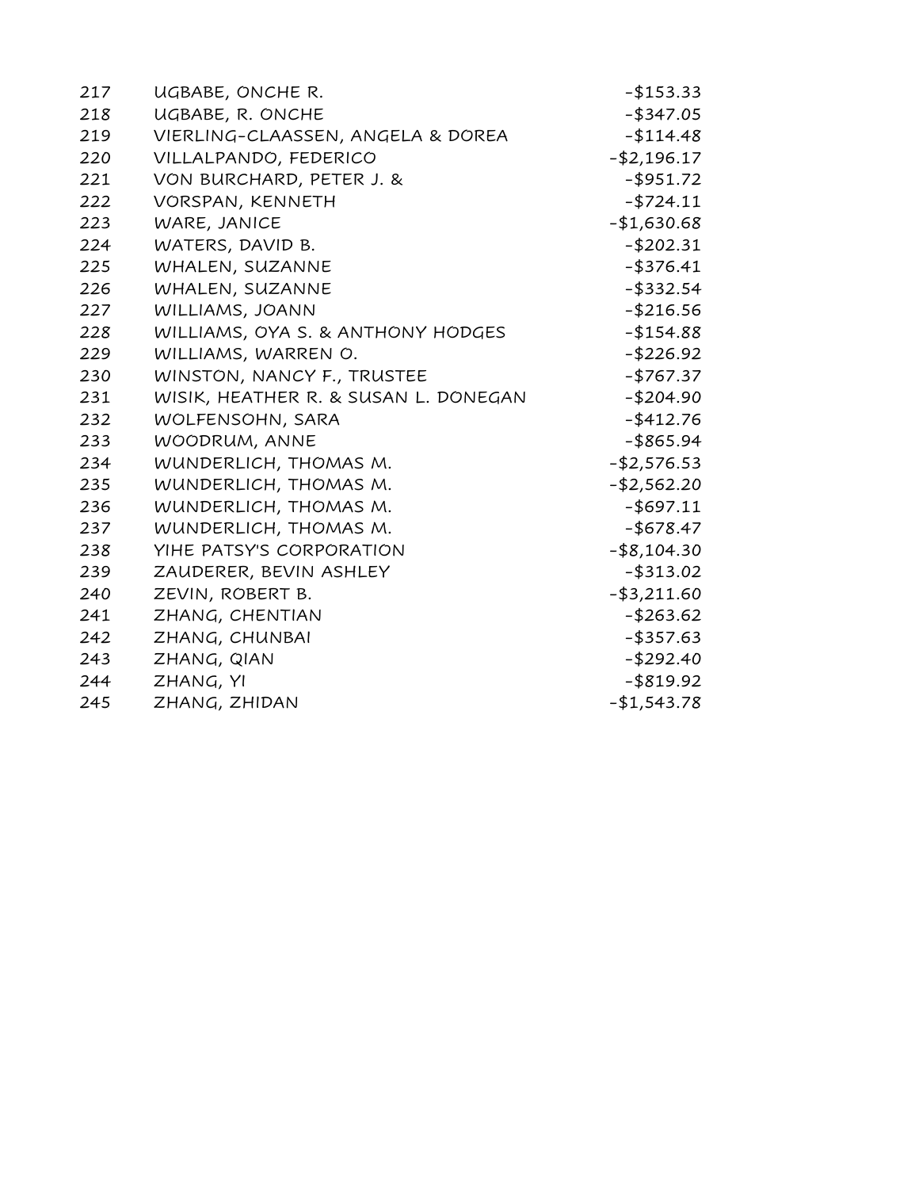| | | |
|---|---|---|
| 217 | UGBABE, ONCHE R. | -$153.33 |
| 218 | UGBABE, R. ONCHE | -$347.05 |
| 219 | VIERLING-CLAASSEN, ANGELA & DOREA | -$114.48 |
| 220 | VILLALPANDO, FEDERICO | -$2,196.17 |
| 221 | VON BURCHARD, PETER J. & | -$951.72 |
| 222 | VORSPAN, KENNETH | -$724.11 |
| 223 | WARE, JANICE | -$1,630.68 |
| 224 | WATERS, DAVID B. | -$202.31 |
| 225 | WHALEN, SUZANNE | -$376.41 |
| 226 | WHALEN, SUZANNE | -$332.54 |
| 227 | WILLIAMS, JOANN | -$216.56 |
| 228 | WILLIAMS, OYA S. & ANTHONY HODGES | -$154.88 |
| 229 | WILLIAMS, WARREN O. | -$226.92 |
| 230 | WINSTON, NANCY F., TRUSTEE | -$767.37 |
| 231 | WISIK, HEATHER R. & SUSAN L. DONEGAN | -$204.90 |
| 232 | WOLFENSOHN, SARA | -$412.76 |
| 233 | WOODRUM, ANNE | -$865.94 |
| 234 | WUNDERLICH, THOMAS M. | -$2,576.53 |
| 235 | WUNDERLICH, THOMAS M. | -$2,562.20 |
| 236 | WUNDERLICH, THOMAS M. | -$697.11 |
| 237 | WUNDERLICH, THOMAS M. | -$678.47 |
| 238 | YIHE PATSY'S CORPORATION | -$8,104.30 |
| 239 | ZAUDERER, BEVIN ASHLEY | -$313.02 |
| 240 | ZEVIN, ROBERT B. | -$3,211.60 |
| 241 | ZHANG, CHENTIAN | -$263.62 |
| 242 | ZHANG, CHUNBAI | -$357.63 |
| 243 | ZHANG, QIAN | -$292.40 |
| 244 | ZHANG, YI | -$819.92 |
| 245 | ZHANG, ZHIDAN | -$1,543.78 |